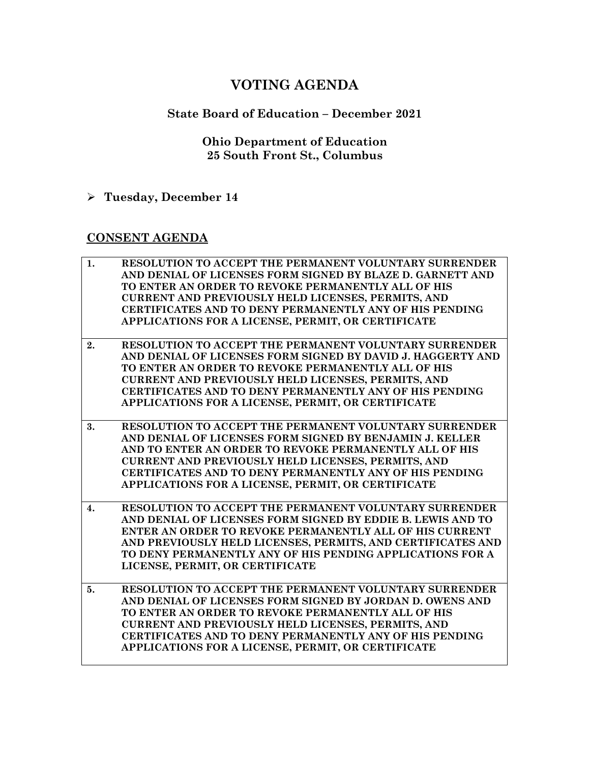# VOTING AGENDA

## State Board of Education – December 2021

### Ohio Department of Education
### 25 South Front St., Columbus

- **Tuesday, December 14**

## CONSENT AGENDA

| | |
|---|---|
| **1.** | **RESOLUTION TO ACCEPT THE PERMANENT VOLUNTARY SURRENDER AND DENIAL OF LICENSES FORM SIGNED BY BLAZE D. GARNETT AND TO ENTER AN ORDER TO REVOKE PERMANENTLY ALL OF HIS CURRENT AND PREVIOUSLY HELD LICENSES, PERMITS, AND CERTIFICATES AND TO DENY PERMANENTLY ANY OF HIS PENDING APPLICATIONS FOR A LICENSE, PERMIT, OR CERTIFICATE** |
| **2.** | **RESOLUTION TO ACCEPT THE PERMANENT VOLUNTARY SURRENDER AND DENIAL OF LICENSES FORM SIGNED BY DAVID J. HAGGERTY AND TO ENTER AN ORDER TO REVOKE PERMANENTLY ALL OF HIS CURRENT AND PREVIOUSLY HELD LICENSES, PERMITS, AND CERTIFICATES AND TO DENY PERMANENTLY ANY OF HIS PENDING APPLICATIONS FOR A LICENSE, PERMIT, OR CERTIFICATE** |
| **3.** | **RESOLUTION TO ACCEPT THE PERMANENT VOLUNTARY SURRENDER AND DENIAL OF LICENSES FORM SIGNED BY BENJAMIN J. KELLER AND TO ENTER AN ORDER TO REVOKE PERMANENTLY ALL OF HIS CURRENT AND PREVIOUSLY HELD LICENSES, PERMITS, AND CERTIFICATES AND TO DENY PERMANENTLY ANY OF HIS PENDING APPLICATIONS FOR A LICENSE, PERMIT, OR CERTIFICATE** |
| **4.** | **RESOLUTION TO ACCEPT THE PERMANENT VOLUNTARY SURRENDER AND DENIAL OF LICENSES FORM SIGNED BY EDDIE B. LEWIS AND TO ENTER AN ORDER TO REVOKE PERMANENTLY ALL OF HIS CURRENT AND PREVIOUSLY HELD LICENSES, PERMITS, AND CERTIFICATES AND TO DENY PERMANENTLY ANY OF HIS PENDING APPLICATIONS FOR A LICENSE, PERMIT, OR CERTIFICATE** |
| **5.** | **RESOLUTION TO ACCEPT THE PERMANENT VOLUNTARY SURRENDER AND DENIAL OF LICENSES FORM SIGNED BY JORDAN D. OWENS AND TO ENTER AN ORDER TO REVOKE PERMANENTLY ALL OF HIS CURRENT AND PREVIOUSLY HELD LICENSES, PERMITS, AND CERTIFICATES AND TO DENY PERMANENTLY ANY OF HIS PENDING APPLICATIONS FOR A LICENSE, PERMIT, OR CERTIFICATE** |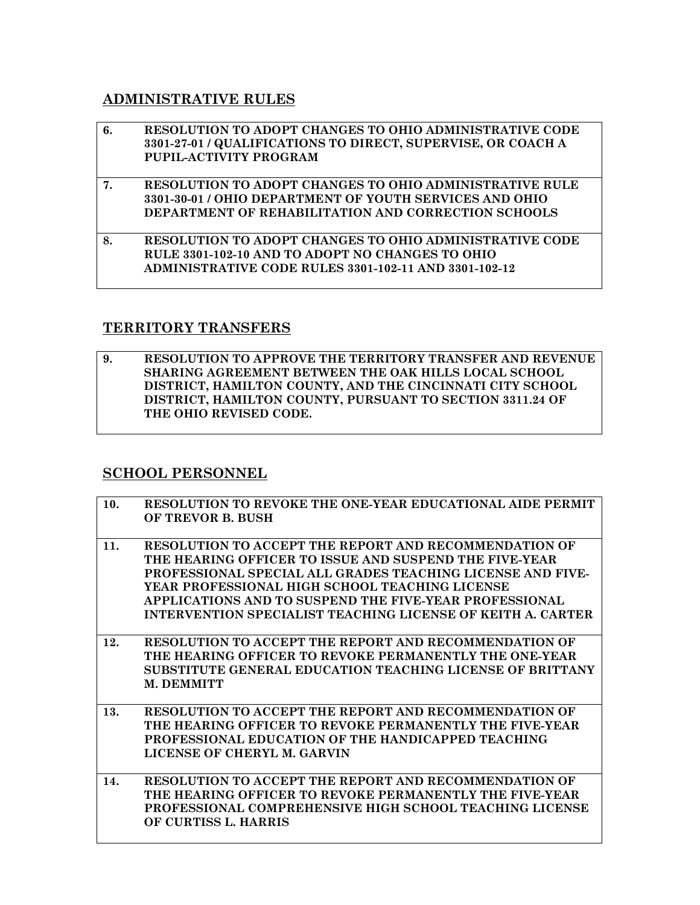## ADMINISTRATIVE RULES

| | |
|---|---|
| **6.** | **RESOLUTION TO ADOPT CHANGES TO OHIO ADMINISTRATIVE CODE 3301-27-01 / QUALIFICATIONS TO DIRECT, SUPERVISE, OR COACH A PUPIL-ACTIVITY PROGRAM** |
| **7.** | **RESOLUTION TO ADOPT CHANGES TO OHIO ADMINISTRATIVE RULE 3301-30-01 / OHIO DEPARTMENT OF YOUTH SERVICES AND OHIO DEPARTMENT OF REHABILITATION AND CORRECTION SCHOOLS** |
| **8.** | **RESOLUTION TO ADOPT CHANGES TO OHIO ADMINISTRATIVE CODE RULE 3301-102-10 AND TO ADOPT NO CHANGES TO OHIO ADMINISTRATIVE CODE RULES 3301-102-11 AND 3301-102-12** |

## TERRITORY TRANSFERS

| | |
|---|---|
| **9.** | **RESOLUTION TO APPROVE THE TERRITORY TRANSFER AND REVENUE SHARING AGREEMENT BETWEEN THE OAK HILLS LOCAL SCHOOL DISTRICT, HAMILTON COUNTY, AND THE CINCINNATI CITY SCHOOL DISTRICT, HAMILTON COUNTY, PURSUANT TO SECTION 3311.24 OF THE OHIO REVISED CODE.** |

## SCHOOL PERSONNEL

| | |
|---|---|
| **10.** | **RESOLUTION TO REVOKE THE ONE-YEAR EDUCATIONAL AIDE PERMIT OF TREVOR B. BUSH** |
| **11.** | **RESOLUTION TO ACCEPT THE REPORT AND RECOMMENDATION OF THE HEARING OFFICER TO ISSUE AND SUSPEND THE FIVE-YEAR PROFESSIONAL SPECIAL ALL GRADES TEACHING LICENSE AND FIVE-YEAR PROFESSIONAL HIGH SCHOOL TEACHING LICENSE APPLICATIONS AND TO SUSPEND THE FIVE-YEAR PROFESSIONAL INTERVENTION SPECIALIST TEACHING LICENSE OF KEITH A. CARTER** |
| **12.** | **RESOLUTION TO ACCEPT THE REPORT AND RECOMMENDATION OF THE HEARING OFFICER TO REVOKE PERMANENTLY THE ONE-YEAR SUBSTITUTE GENERAL EDUCATION TEACHING LICENSE OF BRITTANY M. DEMMITT** |
| **13.** | **RESOLUTION TO ACCEPT THE REPORT AND RECOMMENDATION OF THE HEARING OFFICER TO REVOKE PERMANENTLY THE FIVE-YEAR PROFESSIONAL EDUCATION OF THE HANDICAPPED TEACHING LICENSE OF CHERYL M. GARVIN** |
| **14.** | **RESOLUTION TO ACCEPT THE REPORT AND RECOMMENDATION OF THE HEARING OFFICER TO REVOKE PERMANENTLY THE FIVE-YEAR PROFESSIONAL COMPREHENSIVE HIGH SCHOOL TEACHING LICENSE OF CURTISS L. HARRIS** |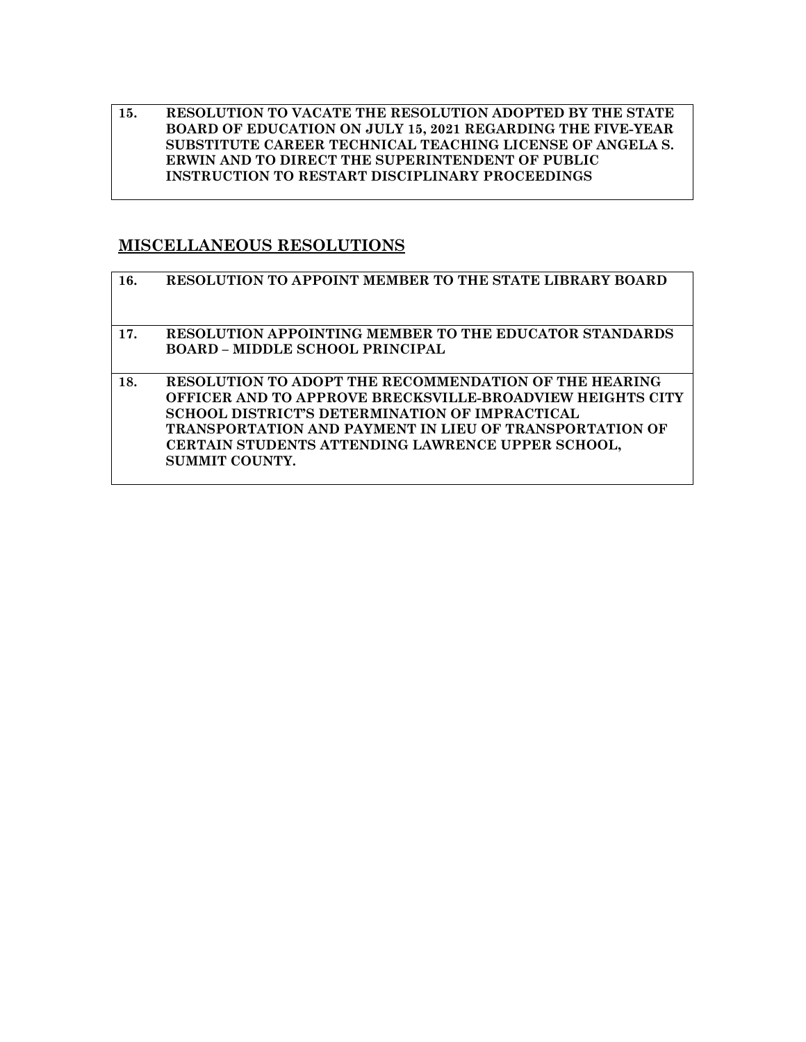| | |
|---|---|
| **15.** | **RESOLUTION TO VACATE THE RESOLUTION ADOPTED BY THE STATE BOARD OF EDUCATION ON JULY 15, 2021 REGARDING THE FIVE-YEAR SUBSTITUTE CAREER TECHNICAL TEACHING LICENSE OF ANGELA S. ERWIN AND TO DIRECT THE SUPERINTENDENT OF PUBLIC INSTRUCTION TO RESTART DISCIPLINARY PROCEEDINGS** |

## MISCELLANEOUS RESOLUTIONS

| | |
|---|---|
| **16.** | **RESOLUTION TO APPOINT MEMBER TO THE STATE LIBRARY BOARD** |
| **17.** | **RESOLUTION APPOINTING MEMBER TO THE EDUCATOR STANDARDS BOARD – MIDDLE SCHOOL PRINCIPAL** |
| **18.** | **RESOLUTION TO ADOPT THE RECOMMENDATION OF THE HEARING OFFICER AND TO APPROVE BRECKSVILLE-BROADVIEW HEIGHTS CITY SCHOOL DISTRICT'S DETERMINATION OF IMPRACTICAL TRANSPORTATION AND PAYMENT IN LIEU OF TRANSPORTATION OF CERTAIN STUDENTS ATTENDING LAWRENCE UPPER SCHOOL, SUMMIT COUNTY.** |